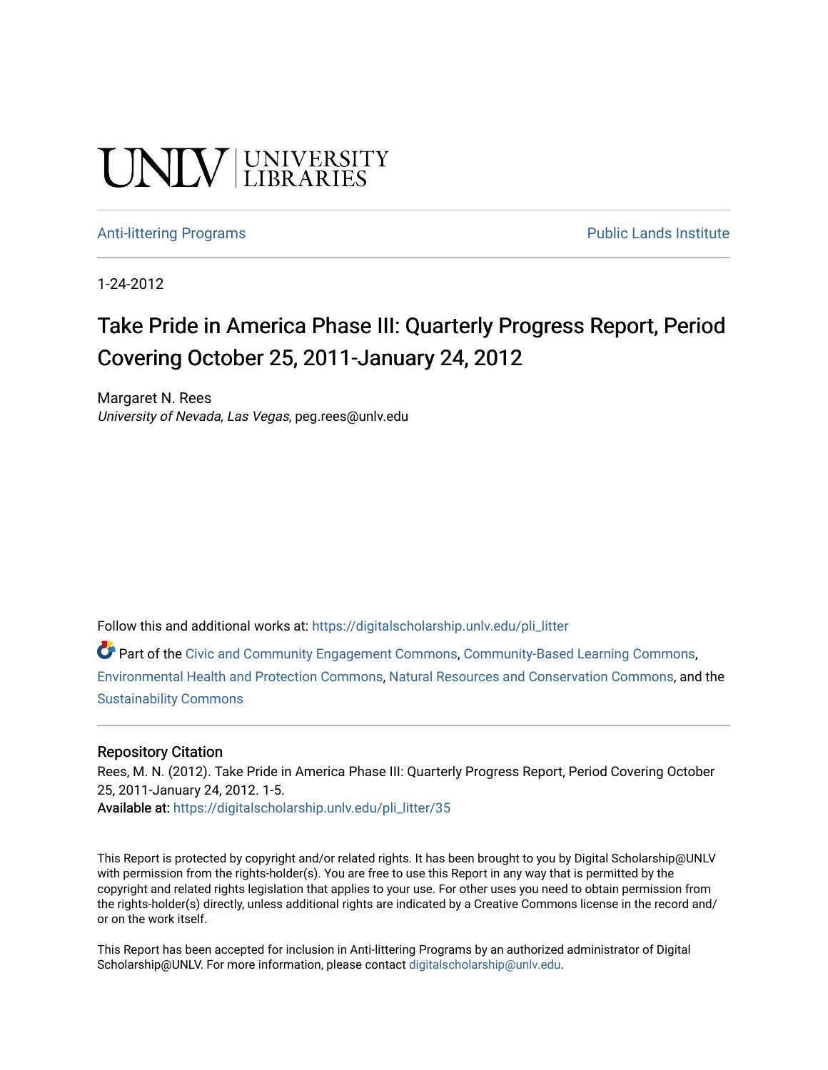UNLV | UNIVERSITY LIBRARIES

Anti-littering Programs | Public Lands Institute

1-24-2012

# Take Pride in America Phase III: Quarterly Progress Report, Period Covering October 25, 2011-January 24, 2012

Margaret N. Rees
*University of Nevada, Las Vegas*, peg.rees@unlv.edu

Follow this and additional works at: https://digitalscholarship.unlv.edu/pli_litter

Part of the Civic and Community Engagement Commons, Community-Based Learning Commons, Environmental Health and Protection Commons, Natural Resources and Conservation Commons, and the Sustainability Commons

## Repository Citation

Rees, M. N. (2012). Take Pride in America Phase III: Quarterly Progress Report, Period Covering October 25, 2011-January 24, 2012. 1-5.
**Available at:** https://digitalscholarship.unlv.edu/pli_litter/35

This Report is protected by copyright and/or related rights. It has been brought to you by Digital Scholarship@UNLV with permission from the rights-holder(s). You are free to use this Report in any way that is permitted by the copyright and related rights legislation that applies to your use. For other uses you need to obtain permission from the rights-holder(s) directly, unless additional rights are indicated by a Creative Commons license in the record and/or on the work itself.

This Report has been accepted for inclusion in Anti-littering Programs by an authorized administrator of Digital Scholarship@UNLV. For more information, please contact digitalscholarship@unlv.edu.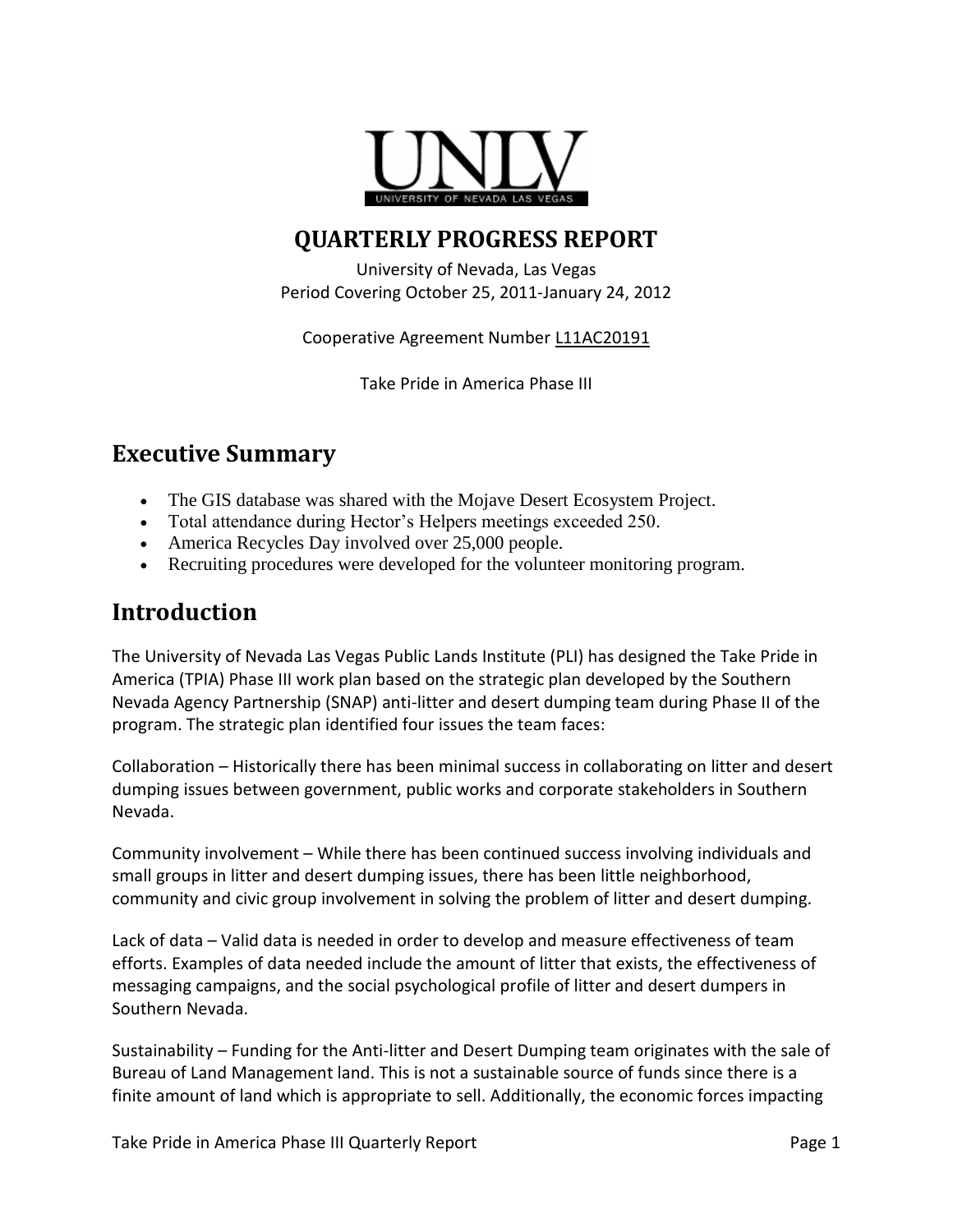# QUARTERLY PROGRESS REPORT

University of Nevada, Las Vegas
Period Covering October 25, 2011-January 24, 2012

Cooperative Agreement Number L11AC20191

Take Pride in America Phase III

## Executive Summary

- The GIS database was shared with the Mojave Desert Ecosystem Project.
- Total attendance during Hector's Helpers meetings exceeded 250.
- America Recycles Day involved over 25,000 people.
- Recruiting procedures were developed for the volunteer monitoring program.

## Introduction

The University of Nevada Las Vegas Public Lands Institute (PLI) has designed the Take Pride in America (TPIA) Phase III work plan based on the strategic plan developed by the Southern Nevada Agency Partnership (SNAP) anti-litter and desert dumping team during Phase II of the program. The strategic plan identified four issues the team faces:

Collaboration – Historically there has been minimal success in collaborating on litter and desert dumping issues between government, public works and corporate stakeholders in Southern Nevada.

Community involvement – While there has been continued success involving individuals and small groups in litter and desert dumping issues, there has been little neighborhood, community and civic group involvement in solving the problem of litter and desert dumping.

Lack of data – Valid data is needed in order to develop and measure effectiveness of team efforts. Examples of data needed include the amount of litter that exists, the effectiveness of messaging campaigns, and the social psychological profile of litter and desert dumpers in Southern Nevada.

Sustainability – Funding for the Anti-litter and Desert Dumping team originates with the sale of Bureau of Land Management land. This is not a sustainable source of funds since there is a finite amount of land which is appropriate to sell. Additionally, the economic forces impacting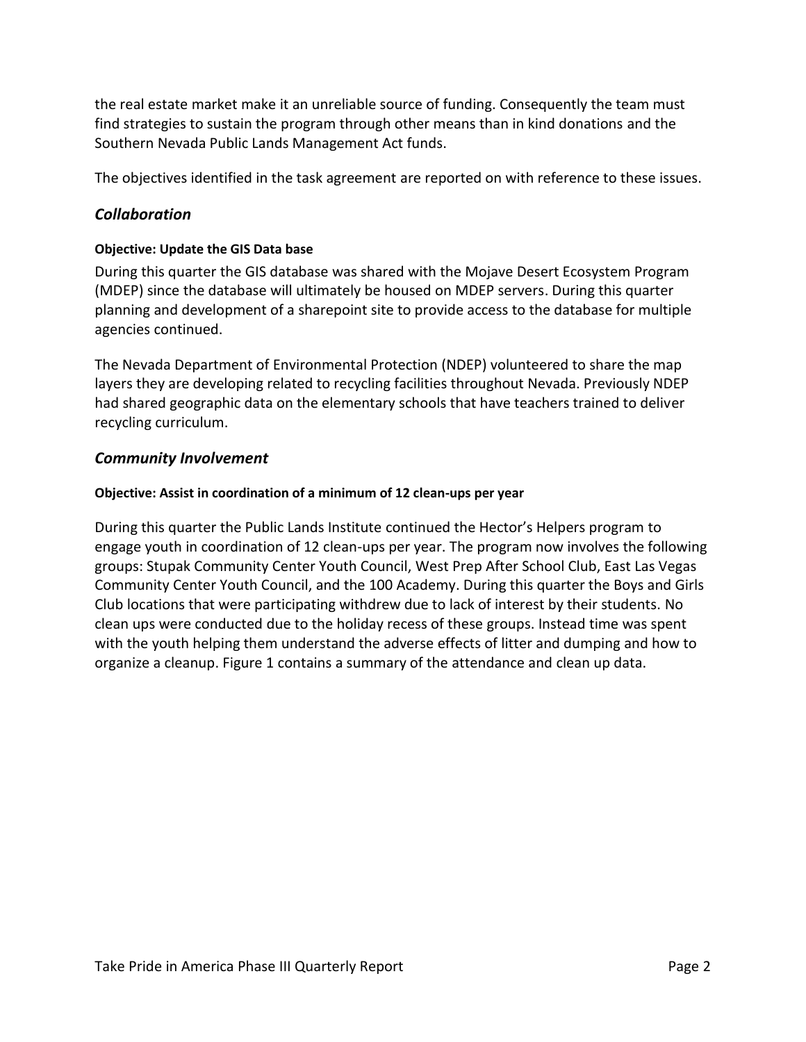the real estate market make it an unreliable source of funding. Consequently the team must find strategies to sustain the program through other means than in kind donations and the Southern Nevada Public Lands Management Act funds.

The objectives identified in the task agreement are reported on with reference to these issues.

## *Collaboration*

#### **Objective: Update the GIS Data base**

During this quarter the GIS database was shared with the Mojave Desert Ecosystem Program (MDEP) since the database will ultimately be housed on MDEP servers. During this quarter planning and development of a sharepoint site to provide access to the database for multiple agencies continued.

The Nevada Department of Environmental Protection (NDEP) volunteered to share the map layers they are developing related to recycling facilities throughout Nevada. Previously NDEP had shared geographic data on the elementary schools that have teachers trained to deliver recycling curriculum.

## *Community Involvement*

#### **Objective: Assist in coordination of a minimum of 12 clean-ups per year**

During this quarter the Public Lands Institute continued the Hector's Helpers program to engage youth in coordination of 12 clean-ups per year. The program now involves the following groups: Stupak Community Center Youth Council, West Prep After School Club, East Las Vegas Community Center Youth Council, and the 100 Academy. During this quarter the Boys and Girls Club locations that were participating withdrew due to lack of interest by their students. No clean ups were conducted due to the holiday recess of these groups. Instead time was spent with the youth helping them understand the adverse effects of litter and dumping and how to organize a cleanup. Figure 1 contains a summary of the attendance and clean up data.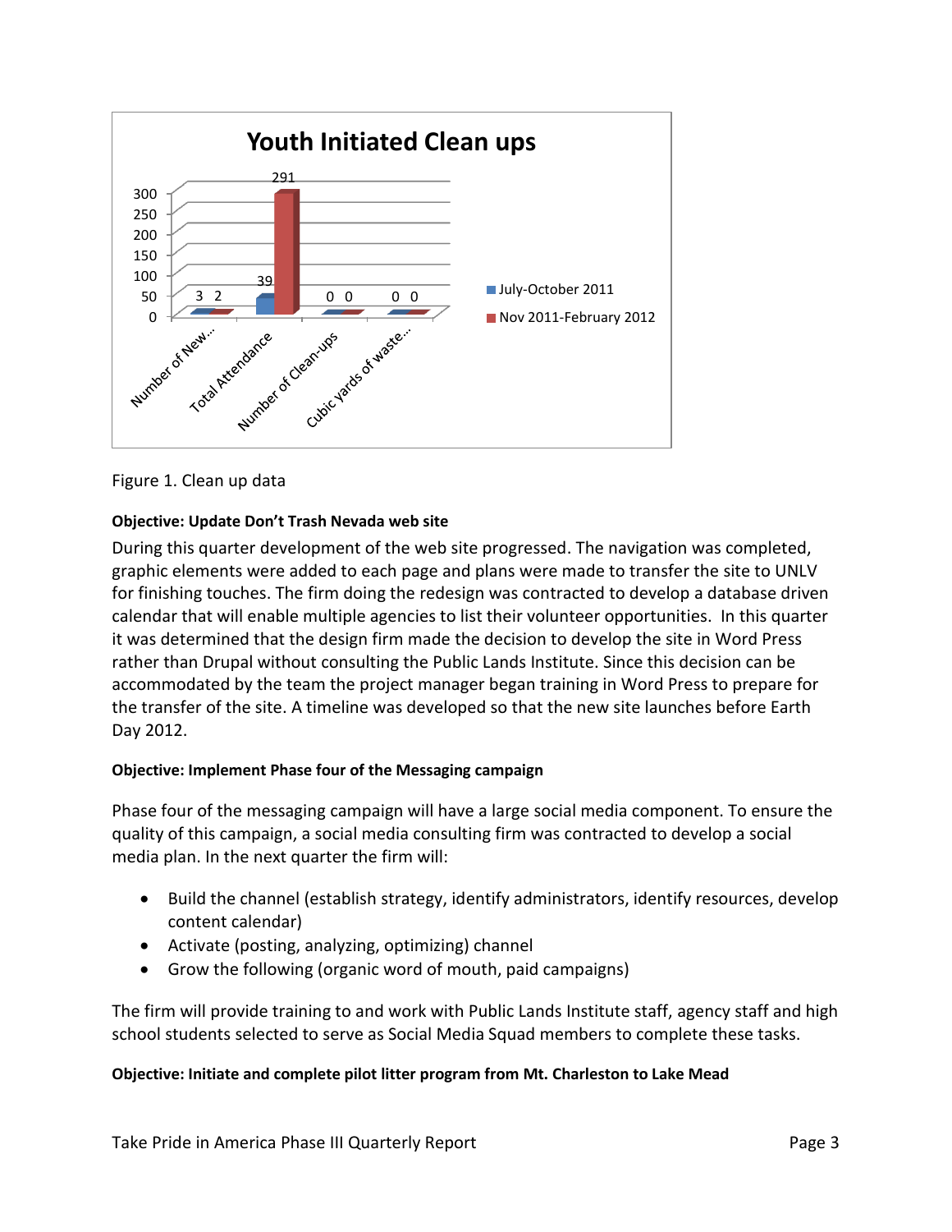| | July-October 2011 | Nov 2011-February 2012 |
|---|---|---|
| Number of New... | 3 | 2 |
| Total Attendance | 39 | 291 |
| Number of Clean-ups | 0 | 0 |
| Cubic yards of waste... | 0 | 0 |

Youth Initiated Clean ups

Figure 1. Clean up data

**Objective: Update Don't Trash Nevada web site**

During this quarter development of the web site progressed. The navigation was completed, graphic elements were added to each page and plans were made to transfer the site to UNLV for finishing touches. The firm doing the redesign was contracted to develop a database driven calendar that will enable multiple agencies to list their volunteer opportunities. In this quarter it was determined that the design firm made the decision to develop the site in Word Press rather than Drupal without consulting the Public Lands Institute. Since this decision can be accommodated by the team the project manager began training in Word Press to prepare for the transfer of the site. A timeline was developed so that the new site launches before Earth Day 2012.

**Objective: Implement Phase four of the Messaging campaign**

Phase four of the messaging campaign will have a large social media component. To ensure the quality of this campaign, a social media consulting firm was contracted to develop a social media plan. In the next quarter the firm will:

- Build the channel (establish strategy, identify administrators, identify resources, develop content calendar)
- Activate (posting, analyzing, optimizing) channel
- Grow the following (organic word of mouth, paid campaigns)

The firm will provide training to and work with Public Lands Institute staff, agency staff and high school students selected to serve as Social Media Squad members to complete these tasks.

**Objective: Initiate and complete pilot litter program from Mt. Charleston to Lake Mead**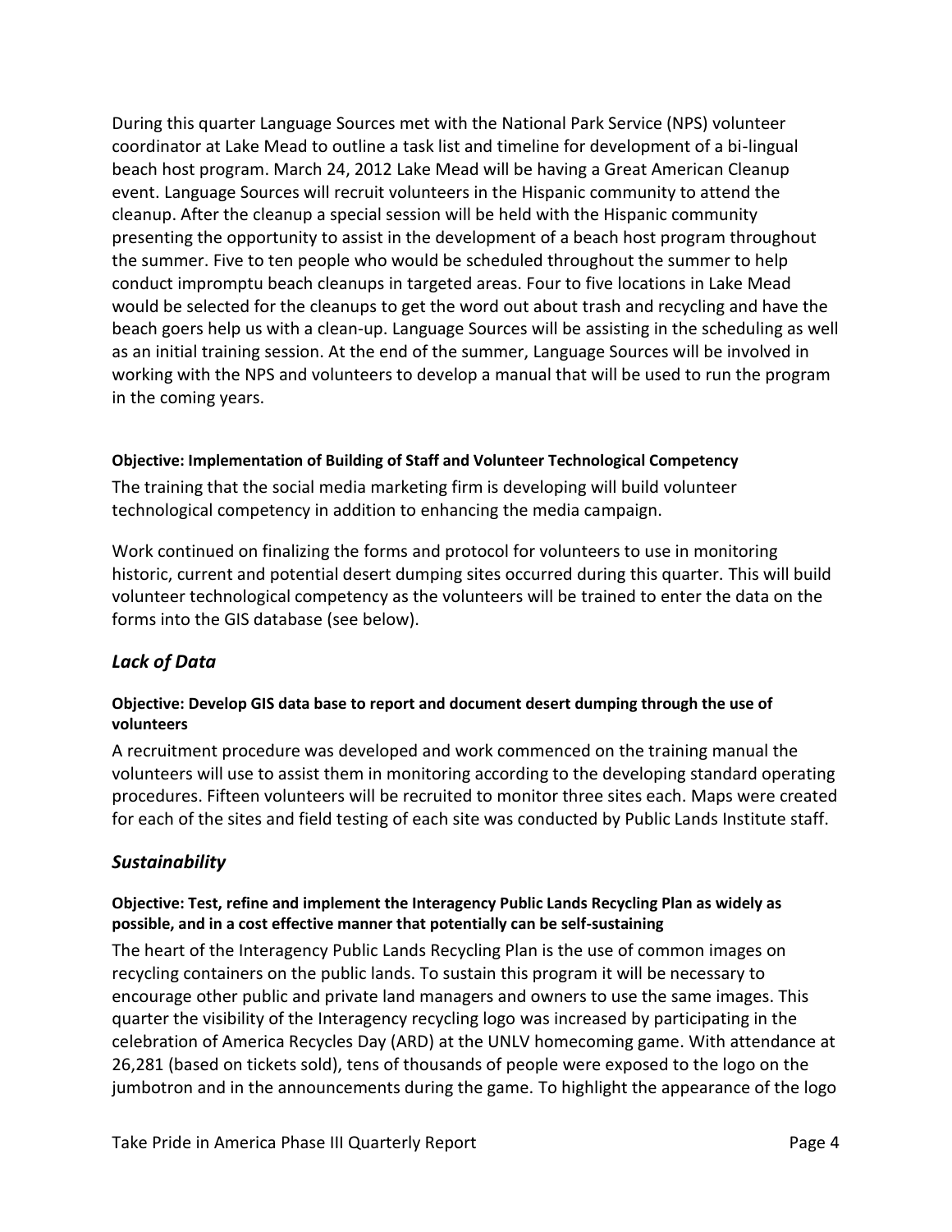During this quarter Language Sources met with the National Park Service (NPS) volunteer coordinator at Lake Mead to outline a task list and timeline for development of a bi-lingual beach host program. March 24, 2012 Lake Mead will be having a Great American Cleanup event. Language Sources will recruit volunteers in the Hispanic community to attend the cleanup. After the cleanup a special session will be held with the Hispanic community presenting the opportunity to assist in the development of a beach host program throughout the summer. Five to ten people who would be scheduled throughout the summer to help conduct impromptu beach cleanups in targeted areas. Four to five locations in Lake Mead would be selected for the cleanups to get the word out about trash and recycling and have the beach goers help us with a clean-up. Language Sources will be assisting in the scheduling as well as an initial training session. At the end of the summer, Language Sources will be involved in working with the NPS and volunteers to develop a manual that will be used to run the program in the coming years.

#### Objective: Implementation of Building of Staff and Volunteer Technological Competency

The training that the social media marketing firm is developing will build volunteer technological competency in addition to enhancing the media campaign.

Work continued on finalizing the forms and protocol for volunteers to use in monitoring historic, current and potential desert dumping sites occurred during this quarter. This will build volunteer technological competency as the volunteers will be trained to enter the data on the forms into the GIS database (see below).

### *Lack of Data*

#### Objective: Develop GIS data base to report and document desert dumping through the use of volunteers

A recruitment procedure was developed and work commenced on the training manual the volunteers will use to assist them in monitoring according to the developing standard operating procedures. Fifteen volunteers will be recruited to monitor three sites each. Maps were created for each of the sites and field testing of each site was conducted by Public Lands Institute staff.

### *Sustainability*

#### Objective: Test, refine and implement the Interagency Public Lands Recycling Plan as widely as possible, and in a cost effective manner that potentially can be self-sustaining

The heart of the Interagency Public Lands Recycling Plan is the use of common images on recycling containers on the public lands. To sustain this program it will be necessary to encourage other public and private land managers and owners to use the same images. This quarter the visibility of the Interagency recycling logo was increased by participating in the celebration of America Recycles Day (ARD) at the UNLV homecoming game. With attendance at 26,281 (based on tickets sold), tens of thousands of people were exposed to the logo on the jumbotron and in the announcements during the game. To highlight the appearance of the logo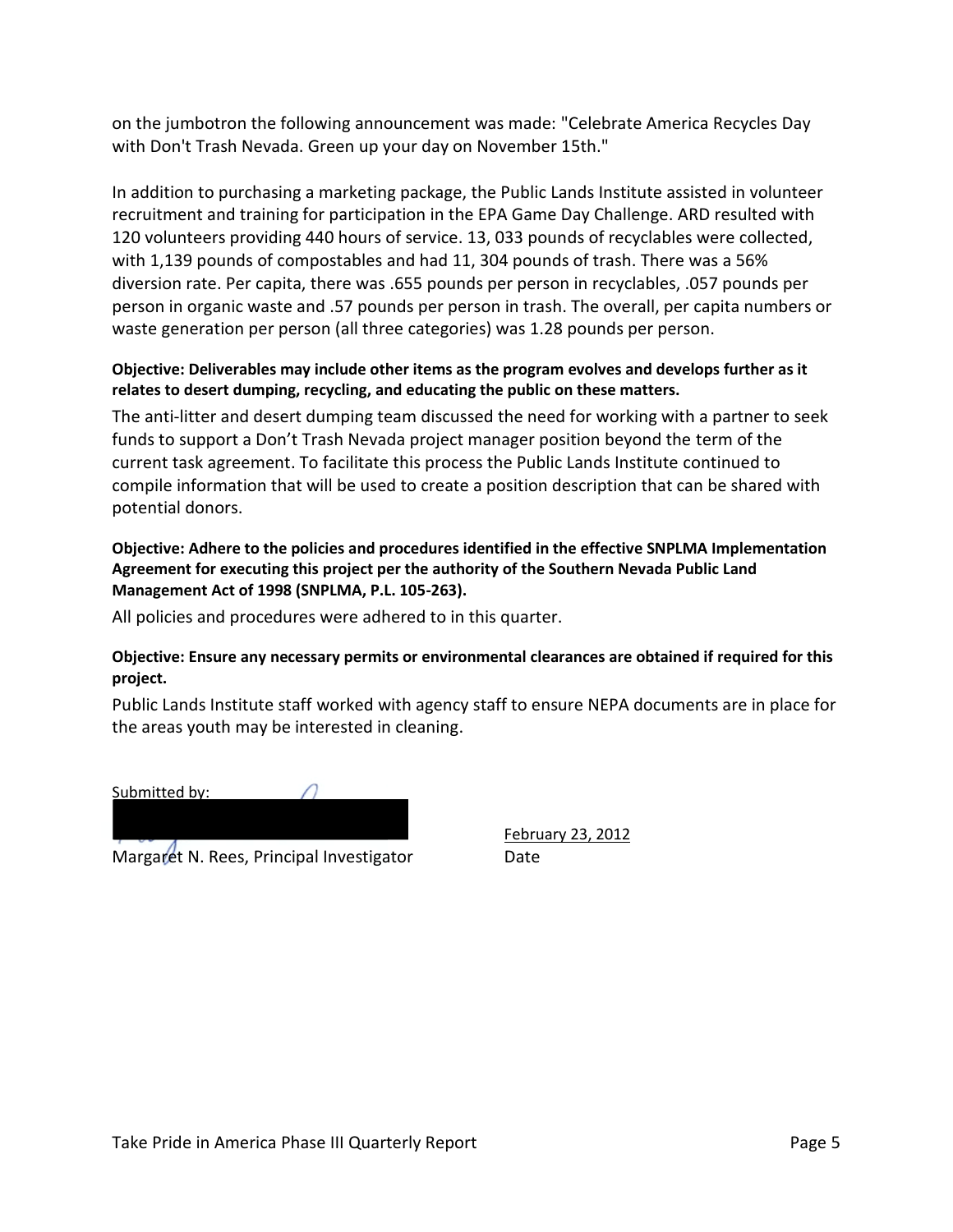on the jumbotron the following announcement was made: "Celebrate America Recycles Day with Don't Trash Nevada. Green up your day on November 15th."

In addition to purchasing a marketing package, the Public Lands Institute assisted in volunteer recruitment and training for participation in the EPA Game Day Challenge. ARD resulted with 120 volunteers providing 440 hours of service. 13, 033 pounds of recyclables were collected, with 1,139 pounds of compostables and had 11, 304 pounds of trash. There was a 56% diversion rate. Per capita, there was .655 pounds per person in recyclables, .057 pounds per person in organic waste and .57 pounds per person in trash. The overall, per capita numbers or waste generation per person (all three categories) was 1.28 pounds per person.

**Objective: Deliverables may include other items as the program evolves and develops further as it relates to desert dumping, recycling, and educating the public on these matters.**

The anti-litter and desert dumping team discussed the need for working with a partner to seek funds to support a Don't Trash Nevada project manager position beyond the term of the current task agreement. To facilitate this process the Public Lands Institute continued to compile information that will be used to create a position description that can be shared with potential donors.

**Objective: Adhere to the policies and procedures identified in the effective SNPLMA Implementation Agreement for executing this project per the authority of the Southern Nevada Public Land Management Act of 1998 (SNPLMA, P.L. 105-263).**

All policies and procedures were adhered to in this quarter.

**Objective: Ensure any necessary permits or environmental clearances are obtained if required for this project.**

Public Lands Institute staff worked with agency staff to ensure NEPA documents are in place for the areas youth may be interested in cleaning.

Submitted by:

Margaret N. Rees, Principal Investigator

February 23, 2012
Date